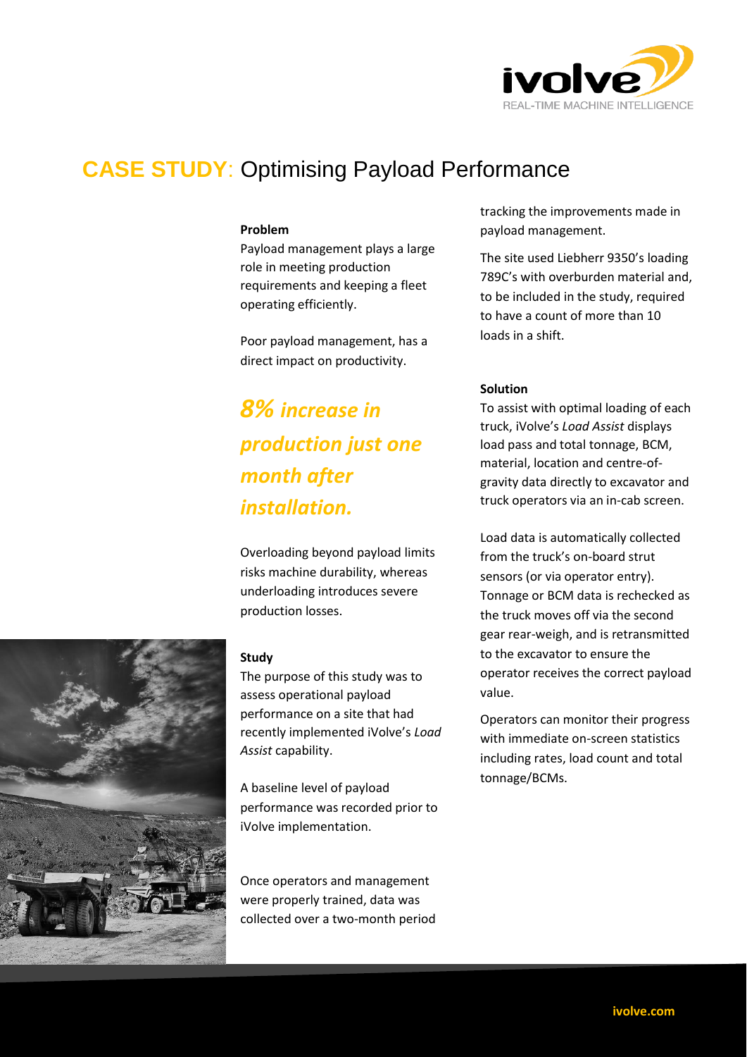# CASE STUDY: Optimising Payload Performance

**Problem**

Payload management plays a large role in meeting production requirements and keeping a fleet operating efficiently.

Poor payload management, has a direct impact on productivity.

***8% increase in production just one month after installation.***

Overloading beyond payload limits risks machine durability, whereas underloading introduces severe production losses.

**Study**

The purpose of this study was to assess operational payload performance on a site that had recently implemented iVolve's *Load Assist* capability.

A baseline level of payload performance was recorded prior to iVolve implementation.

Once operators and management were properly trained, data was collected over a two-month period tracking the improvements made in payload management.

The site used Liebherr 9350's loading 789C's with overburden material and, to be included in the study, required to have a count of more than 10 loads in a shift.

**Solution**

To assist with optimal loading of each truck, iVolve's *Load Assist* displays load pass and total tonnage, BCM, material, location and centre-of-gravity data directly to excavator and truck operators via an in-cab screen.

Load data is automatically collected from the truck's on-board strut sensors (or via operator entry). Tonnage or BCM data is rechecked as the truck moves off via the second gear rear-weigh, and is retransmitted to the excavator to ensure the operator receives the correct payload value.

Operators can monitor their progress with immediate on-screen statistics including rates, load count and total tonnage/BCMs.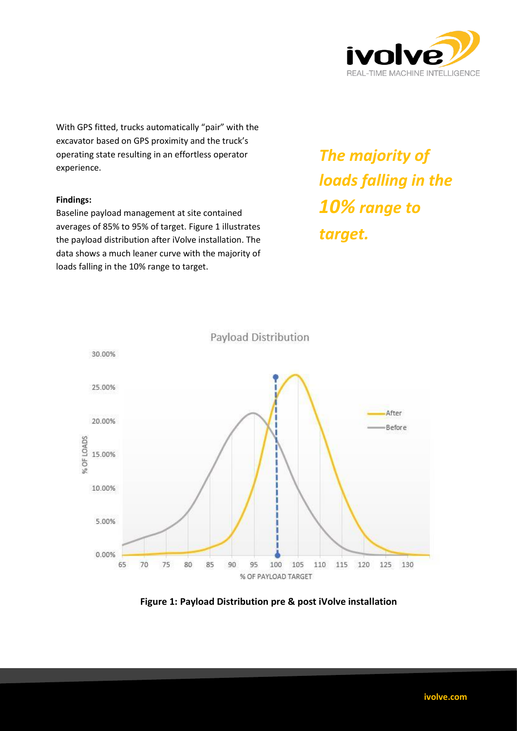With GPS fitted, trucks automatically "pair" with the excavator based on GPS proximity and the truck's operating state resulting in an effortless operator experience.

**Findings:**

Baseline payload management at site contained averages of 85% to 95% of target. Figure 1 illustrates the payload distribution after iVolve installation. The data shows a much leaner curve with the majority of loads falling in the 10% range to target.

***The majority of loads falling in the 10% range to target.***

**Figure 1: Payload Distribution pre & post iVolve installation**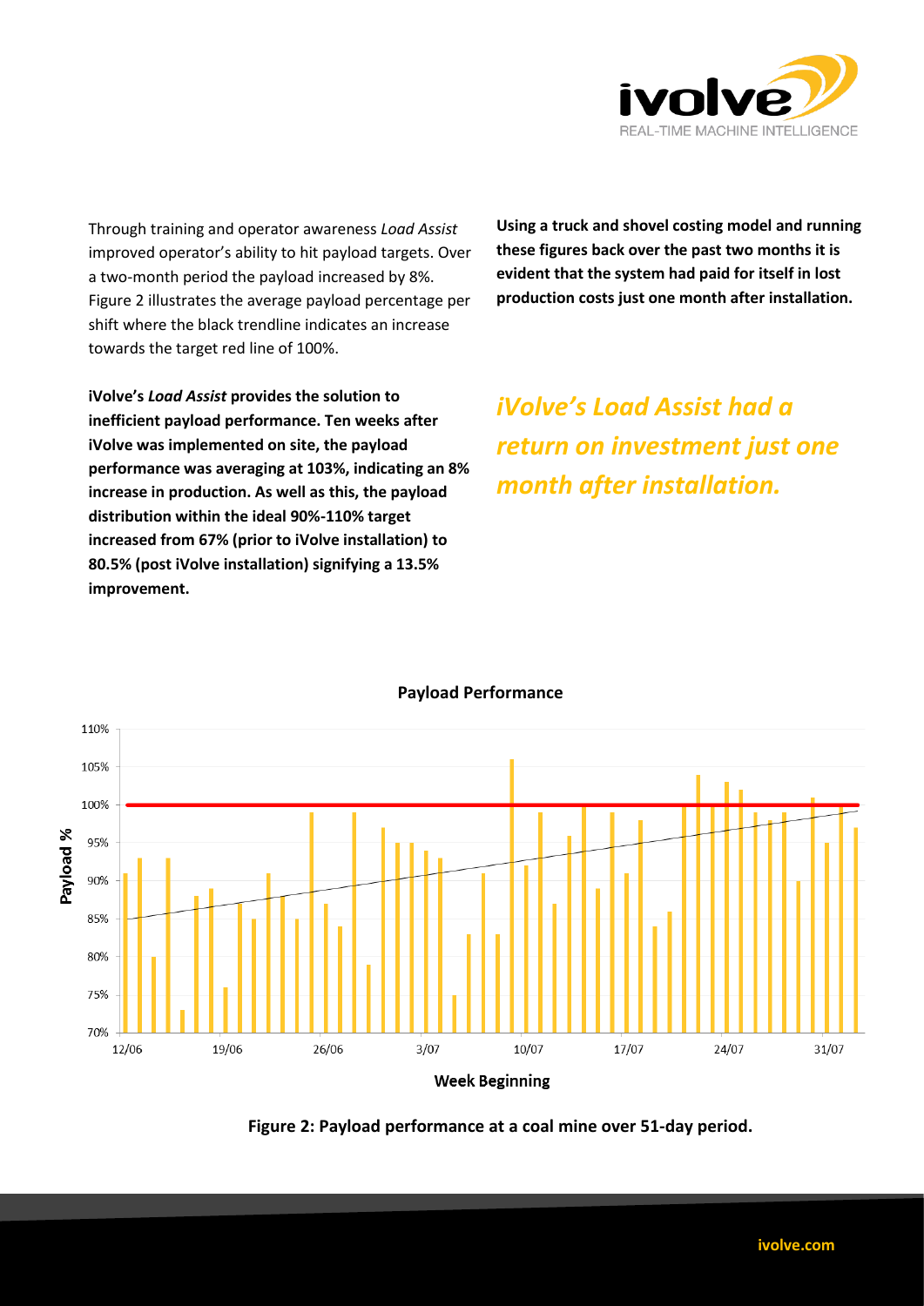Through training and operator awareness *Load Assist* improved operator's ability to hit payload targets. Over a two-month period the payload increased by 8%. Figure 2 illustrates the average payload percentage per shift where the black trendline indicates an increase towards the target red line of 100%.

**iVolve's *Load Assist* provides the solution to inefficient payload performance. Ten weeks after iVolve was implemented on site, the payload performance was averaging at 103%, indicating an 8% increase in production. As well as this, the payload distribution within the ideal 90%-110% target increased from 67% (prior to iVolve installation) to 80.5% (post iVolve installation) signifying a 13.5% improvement.**

**Using a truck and shovel costing model and running these figures back over the past two months it is evident that the system had paid for itself in lost production costs just one month after installation.**

***iVolve's Load Assist had a return on investment just one month after installation.***

**Payload Performance**

Payload %: 70% – 110%

Week Beginning: 12/06, 19/06, 26/06, 3/07, 10/07, 17/07, 24/07, 31/07

**Figure 2: Payload performance at a coal mine over 51-day period.**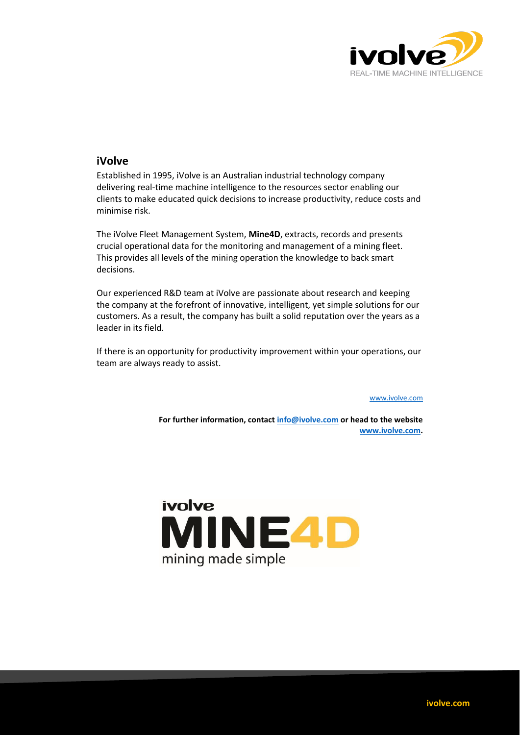## iVolve

Established in 1995, iVolve is an Australian industrial technology company delivering real-time machine intelligence to the resources sector enabling our clients to make educated quick decisions to increase productivity, reduce costs and minimise risk.

The iVolve Fleet Management System, **Mine4D**, extracts, records and presents crucial operational data for the monitoring and management of a mining fleet. This provides all levels of the mining operation the knowledge to back smart decisions.

Our experienced R&D team at iVolve are passionate about research and keeping the company at the forefront of innovative, intelligent, yet simple solutions for our customers. As a result, the company has built a solid reputation over the years as a leader in its field.

If there is an opportunity for productivity improvement within your operations, our team are always ready to assist.

www.ivolve.com

**For further information, contact info@ivolve.com or head to the website www.ivolve.com.**